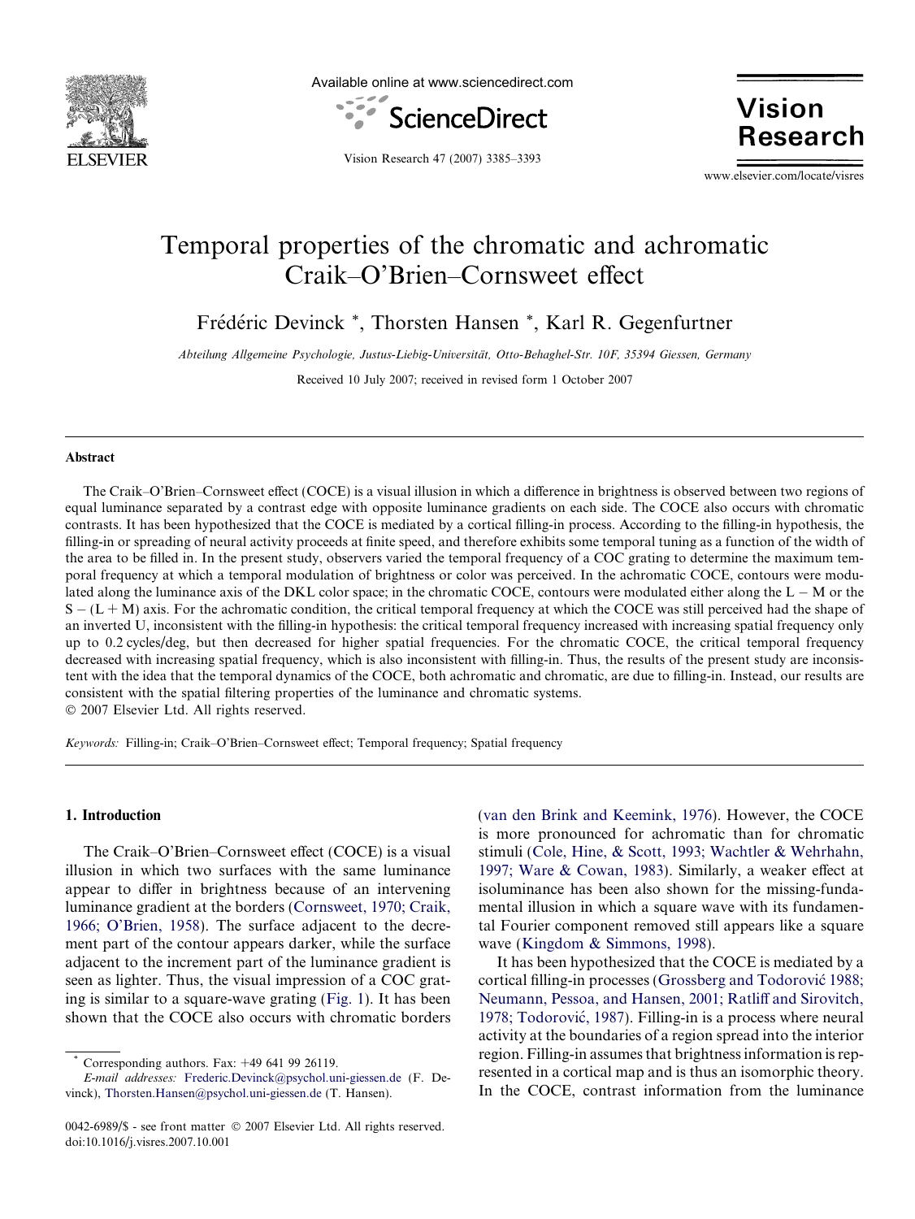# Temporal properties of the chromatic and achromatic Craik–O'Brien–Cornsweet effect

Frédéric Devinck *, Thorsten Hansen *, Karl R. Gegenfurtner

*Abteilung Allgemeine Psychologie, Justus-Liebig-Universität, Otto-Behaghel-Str. 10F, 35394 Giessen, Germany*

Received 10 July 2007; received in revised form 1 October 2007

## Abstract

The Craik–O'Brien–Cornsweet effect (COCE) is a visual illusion in which a difference in brightness is observed between two regions of equal luminance separated by a contrast edge with opposite luminance gradients on each side. The COCE also occurs with chromatic contrasts. It has been hypothesized that the COCE is mediated by a cortical filling-in process. According to the filling-in hypothesis, the filling-in or spreading of neural activity proceeds at finite speed, and therefore exhibits some temporal tuning as a function of the width of the area to be filled in. In the present study, observers varied the temporal frequency of a COC grating to determine the maximum temporal frequency at which a temporal modulation of brightness or color was perceived. In the achromatic COCE, contours were modulated along the luminance axis of the DKL color space; in the chromatic COCE, contours were modulated either along the L − M or the S − (L + M) axis. For the achromatic condition, the critical temporal frequency at which the COCE was still perceived had the shape of an inverted U, inconsistent with the filling-in hypothesis: the critical temporal frequency increased with increasing spatial frequency only up to 0.2 cycles/deg, but then decreased for higher spatial frequencies. For the chromatic COCE, the critical temporal frequency decreased with increasing spatial frequency, which is also inconsistent with filling-in. Thus, the results of the present study are inconsistent with the idea that the temporal dynamics of the COCE, both achromatic and chromatic, are due to filling-in. Instead, our results are consistent with the spatial filtering properties of the luminance and chromatic systems.

© 2007 Elsevier Ltd. All rights reserved.

*Keywords:* Filling-in; Craik–O'Brien–Cornsweet effect; Temporal frequency; Spatial frequency

## 1. Introduction

The Craik–O'Brien–Cornsweet effect (COCE) is a visual illusion in which two surfaces with the same luminance appear to differ in brightness because of an intervening luminance gradient at the borders (Cornsweet, 1970; Craik, 1966; O'Brien, 1958). The surface adjacent to the decrement part of the contour appears darker, while the surface adjacent to the increment part of the luminance gradient is seen as lighter. Thus, the visual impression of a COC grating is similar to a square-wave grating (Fig. 1). It has been shown that the COCE also occurs with chromatic borders (van den Brink and Keemink, 1976). However, the COCE is more pronounced for achromatic than for chromatic stimuli (Cole, Hine, & Scott, 1993; Wachtler & Wehrhahn, 1997; Ware & Cowan, 1983). Similarly, a weaker effect at isoluminance has been also shown for the missing-fundamental illusion in which a square wave with its fundamental Fourier component removed still appears like a square wave (Kingdom & Simmons, 1998).

It has been hypothesized that the COCE is mediated by a cortical filling-in processes (Grossberg and Todorović 1988; Neumann, Pessoa, and Hansen, 2001; Ratliff and Sirovitch, 1978; Todorović, 1987). Filling-in is a process where neural activity at the boundaries of a region spread into the interior region. Filling-in assumes that brightness information is represented in a cortical map and is thus an isomorphic theory. In the COCE, contrast information from the luminance

\* Corresponding authors. Fax: +49 641 99 26119.
*E-mail addresses:* Frederic.Devinck@psychol.uni-giessen.de (F. Devinck), Thorsten.Hansen@psychol.uni-giessen.de (T. Hansen).

0042-6989/$ - see front matter © 2007 Elsevier Ltd. All rights reserved.
doi:10.1016/j.visres.2007.10.001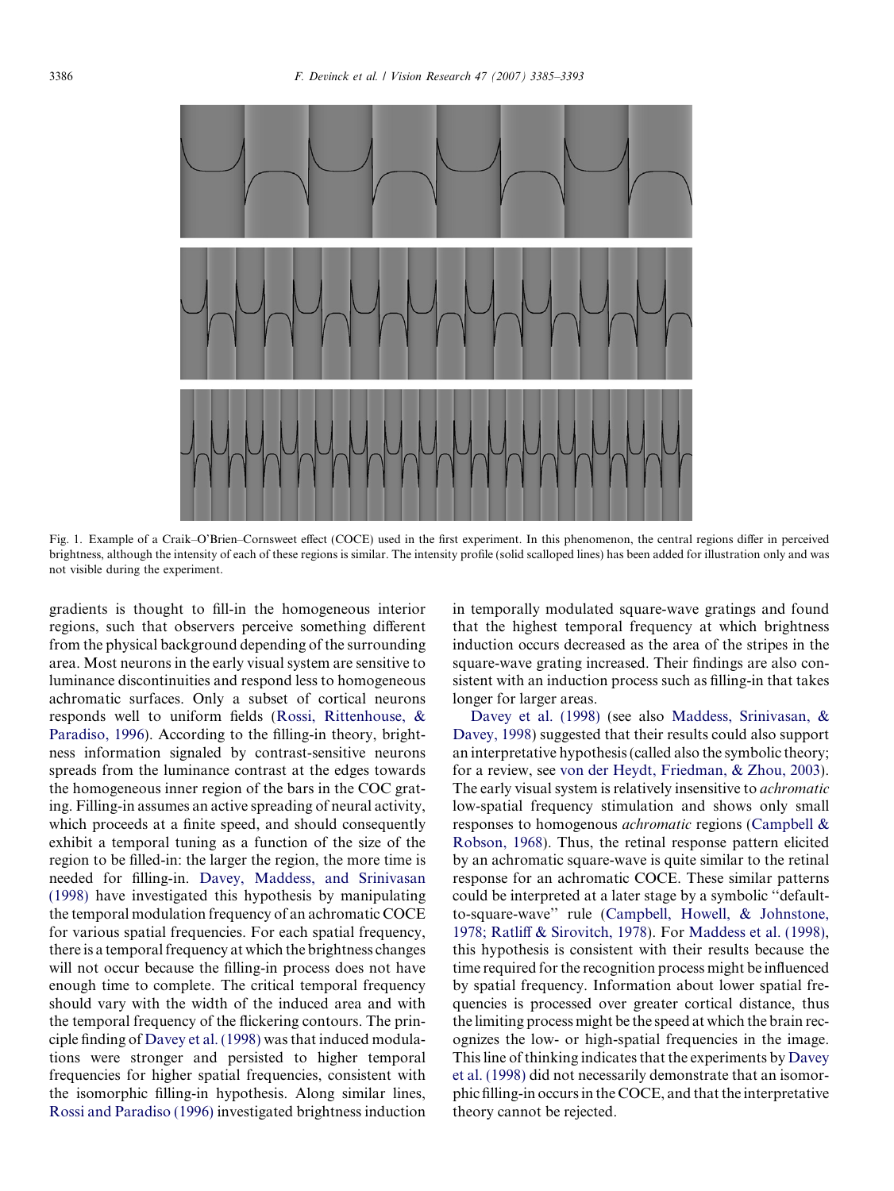Fig. 1. Example of a Craik–O'Brien–Cornsweet effect (COCE) used in the first experiment. In this phenomenon, the central regions differ in perceived brightness, although the intensity of each of these regions is similar. The intensity profile (solid scalloped lines) has been added for illustration only and was not visible during the experiment.

gradients is thought to fill-in the homogeneous interior regions, such that observers perceive something different from the physical background depending of the surrounding area. Most neurons in the early visual system are sensitive to luminance discontinuities and respond less to homogeneous achromatic surfaces. Only a subset of cortical neurons responds well to uniform fields (Rossi, Rittenhouse, & Paradiso, 1996). According to the filling-in theory, brightness information signaled by contrast-sensitive neurons spreads from the luminance contrast at the edges towards the homogeneous inner region of the bars in the COC grating. Filling-in assumes an active spreading of neural activity, which proceeds at a finite speed, and should consequently exhibit a temporal tuning as a function of the size of the region to be filled-in: the larger the region, the more time is needed for filling-in. Davey, Maddess, and Srinivasan (1998) have investigated this hypothesis by manipulating the temporal modulation frequency of an achromatic COCE for various spatial frequencies. For each spatial frequency, there is a temporal frequency at which the brightness changes will not occur because the filling-in process does not have enough time to complete. The critical temporal frequency should vary with the width of the induced area and with the temporal frequency of the flickering contours. The principle finding of Davey et al. (1998) was that induced modulations were stronger and persisted to higher temporal frequencies for higher spatial frequencies, consistent with the isomorphic filling-in hypothesis. Along similar lines, Rossi and Paradiso (1996) investigated brightness induction in temporally modulated square-wave gratings and found that the highest temporal frequency at which brightness induction occurs decreased as the area of the stripes in the square-wave grating increased. Their findings are also consistent with an induction process such as filling-in that takes longer for larger areas.

Davey et al. (1998) (see also Maddess, Srinivasan, & Davey, 1998) suggested that their results could also support an interpretative hypothesis (called also the symbolic theory; for a review, see von der Heydt, Friedman, & Zhou, 2003). The early visual system is relatively insensitive to *achromatic* low-spatial frequency stimulation and shows only small responses to homogenous *achromatic* regions (Campbell & Robson, 1968). Thus, the retinal response pattern elicited by an achromatic square-wave is quite similar to the retinal response for an achromatic COCE. These similar patterns could be interpreted at a later stage by a symbolic ''default-to-square-wave'' rule (Campbell, Howell, & Johnstone, 1978; Ratliff & Sirovitch, 1978). For Maddess et al. (1998), this hypothesis is consistent with their results because the time required for the recognition process might be influenced by spatial frequency. Information about lower spatial frequencies is processed over greater cortical distance, thus the limiting process might be the speed at which the brain recognizes the low- or high-spatial frequencies in the image. This line of thinking indicates that the experiments by Davey et al. (1998) did not necessarily demonstrate that an isomorphic filling-in occurs in the COCE, and that the interpretative theory cannot be rejected.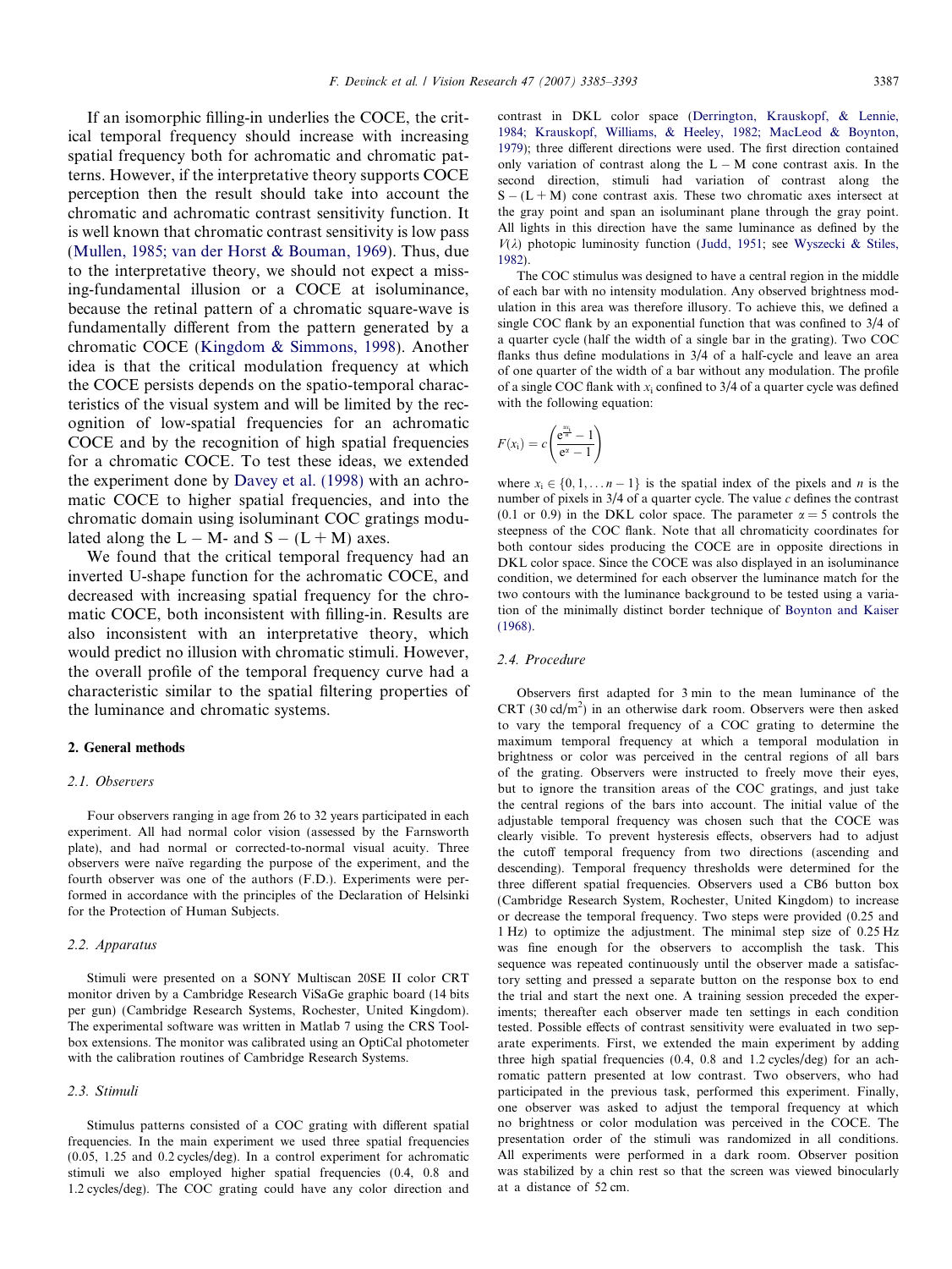If an isomorphic filling-in underlies the COCE, the critical temporal frequency should increase with increasing spatial frequency both for achromatic and chromatic patterns. However, if the interpretative theory supports COCE perception then the result should take into account the chromatic and achromatic contrast sensitivity function. It is well known that chromatic contrast sensitivity is low pass (Mullen, 1985; van der Horst & Bouman, 1969). Thus, due to the interpretative theory, we should not expect a missing-fundamental illusion or a COCE at isoluminance, because the retinal pattern of a chromatic square-wave is fundamentally different from the pattern generated by a chromatic COCE (Kingdom & Simmons, 1998). Another idea is that the critical modulation frequency at which the COCE persists depends on the spatio-temporal characteristics of the visual system and will be limited by the recognition of low-spatial frequencies for an achromatic COCE and by the recognition of high spatial frequencies for a chromatic COCE. To test these ideas, we extended the experiment done by Davey et al. (1998) with an achromatic COCE to higher spatial frequencies, and into the chromatic domain using isoluminant COC gratings modulated along the L − M- and S − (L + M) axes.

We found that the critical temporal frequency had an inverted U-shape function for the achromatic COCE, and decreased with increasing spatial frequency for the chromatic COCE, both inconsistent with filling-in. Results are also inconsistent with an interpretative theory, which would predict no illusion with chromatic stimuli. However, the overall profile of the temporal frequency curve had a characteristic similar to the spatial filtering properties of the luminance and chromatic systems.

## 2. General methods

### 2.1. Observers

Four observers ranging in age from 26 to 32 years participated in each experiment. All had normal color vision (assessed by the Farnsworth plate), and had normal or corrected-to-normal visual acuity. Three observers were naïve regarding the purpose of the experiment, and the fourth observer was one of the authors (F.D.). Experiments were performed in accordance with the principles of the Declaration of Helsinki for the Protection of Human Subjects.

### 2.2. Apparatus

Stimuli were presented on a SONY Multiscan 20SE II color CRT monitor driven by a Cambridge Research ViSaGe graphic board (14 bits per gun) (Cambridge Research Systems, Rochester, United Kingdom). The experimental software was written in Matlab 7 using the CRS Toolbox extensions. The monitor was calibrated using an OptiCal photometer with the calibration routines of Cambridge Research Systems.

### 2.3. Stimuli

Stimulus patterns consisted of a COC grating with different spatial frequencies. In the main experiment we used three spatial frequencies (0.05, 1.25 and 0.2 cycles/deg). In a control experiment for achromatic stimuli we also employed higher spatial frequencies (0.4, 0.8 and 1.2 cycles/deg). The COC grating could have any color direction and contrast in DKL color space (Derrington, Krauskopf, & Lennie, 1984; Krauskopf, Williams, & Heeley, 1982; MacLeod & Boynton, 1979); three different directions were used. The first direction contained only variation of contrast along the L − M cone contrast axis. In the second direction, stimuli had variation of contrast along the S − (L + M) cone contrast axis. These two chromatic axes intersect at the gray point and span an isoluminant plane through the gray point. All lights in this direction have the same luminance as defined by the $V(\lambda)$ photopic luminosity function (Judd, 1951; see Wyszecki & Stiles, 1982).

The COC stimulus was designed to have a central region in the middle of each bar with no intensity modulation. Any observed brightness modulation in this area was therefore illusory. To achieve this, we defined a single COC flank by an exponential function that was confined to 3/4 of a quarter cycle (half the width of a single bar in the grating). Two COC flanks thus define modulations in 3/4 of a half-cycle and leave an area of one quarter of the width of a bar without any modulation. The profile of a single COC flank with $x_i$ confined to 3/4 of a quarter cycle was defined with the following equation:

$$F(x_i) = c\left(\frac{e^{\frac{\alpha x_i}{n}} - 1}{e^{\alpha} - 1}\right)$$

where $x_i \in \{0, 1, \ldots n - 1\}$ is the spatial index of the pixels and $n$ is the number of pixels in 3/4 of a quarter cycle. The value $c$ defines the contrast (0.1 or 0.9) in the DKL color space. The parameter $\alpha = 5$ controls the steepness of the COC flank. Note that all chromaticity coordinates for both contour sides producing the COCE are in opposite directions in DKL color space. Since the COCE was also displayed in an isoluminance condition, we determined for each observer the luminance match for the two contours with the luminance background to be tested using a variation of the minimally distinct border technique of Boynton and Kaiser (1968).

### 2.4. Procedure

Observers first adapted for 3 min to the mean luminance of the CRT (30 cd/m$^2$) in an otherwise dark room. Observers were then asked to vary the temporal frequency of a COC grating to determine the maximum temporal frequency at which a temporal modulation in brightness or color was perceived in the central regions of all bars of the grating. Observers were instructed to freely move their eyes, but to ignore the transition areas of the COC gratings, and just take the central regions of the bars into account. The initial value of the adjustable temporal frequency was chosen such that the COCE was clearly visible. To prevent hysteresis effects, observers had to adjust the cutoff temporal frequency from two directions (ascending and descending). Temporal frequency thresholds were determined for the three different spatial frequencies. Observers used a CB6 button box (Cambridge Research System, Rochester, United Kingdom) to increase or decrease the temporal frequency. Two steps were provided (0.25 and 1 Hz) to optimize the adjustment. The minimal step size of 0.25 Hz was fine enough for the observers to accomplish the task. This sequence was repeated continuously until the observer made a satisfactory setting and pressed a separate button on the response box to end the trial and start the next one. A training session preceded the experiments; thereafter each observer made ten settings in each condition tested. Possible effects of contrast sensitivity were evaluated in two separate experiments. First, we extended the main experiment by adding three high spatial frequencies (0.4, 0.8 and 1.2 cycles/deg) for an achromatic pattern presented at low contrast. Two observers, who had participated in the previous task, performed this experiment. Finally, one observer was asked to adjust the temporal frequency at which no brightness or color modulation was perceived in the COCE. The presentation order of the stimuli was randomized in all conditions. All experiments were performed in a dark room. Observer position was stabilized by a chin rest so that the screen was viewed binocularly at a distance of 52 cm.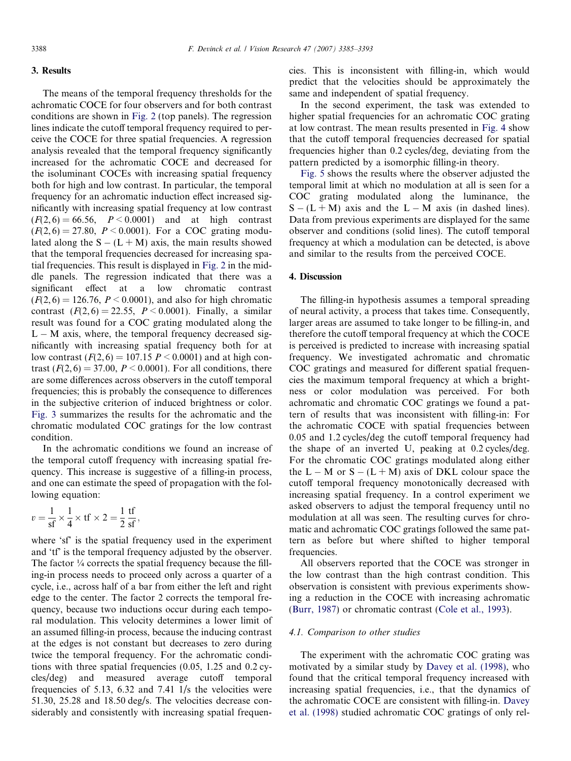## 3. Results

The means of the temporal frequency thresholds for the achromatic COCE for four observers and for both contrast conditions are shown in Fig. 2 (top panels). The regression lines indicate the cutoff temporal frequency required to perceive the COCE for three spatial frequencies. A regression analysis revealed that the temporal frequency significantly increased for the achromatic COCE and decreased for the isoluminant COCEs with increasing spatial frequency both for high and low contrast. In particular, the temporal frequency for an achromatic induction effect increased significantly with increasing spatial frequency at low contrast ($F(2,6) = 66.56$, $P < 0.0001$) and at high contrast ($F(2,6) = 27.80$, $P < 0.0001$). For a COC grating modulated along the S − (L + M) axis, the main results showed that the temporal frequencies decreased for increasing spatial frequencies. This result is displayed in Fig. 2 in the middle panels. The regression indicated that there was a significant effect at a low chromatic contrast ($F(2,6) = 126.76$, $P < 0.0001$), and also for high chromatic contrast ($F(2,6) = 22.55$, $P < 0.0001$). Finally, a similar result was found for a COC grating modulated along the L − M axis, where, the temporal frequency decreased significantly with increasing spatial frequency both for at low contrast ($F(2,6) = 107.15$ $P < 0.0001$) and at high contrast ($F(2,6) = 37.00$, $P < 0.0001$). For all conditions, there are some differences across observers in the cutoff temporal frequencies; this is probably the consequence to differences in the subjective criterion of induced brightness or color. Fig. 3 summarizes the results for the achromatic and the chromatic modulated COC gratings for the low contrast condition.

In the achromatic conditions we found an increase of the temporal cutoff frequency with increasing spatial frequency. This increase is suggestive of a filling-in process, and one can estimate the speed of propagation with the following equation:

$$v = \frac{1}{\text{sf}} \times \frac{1}{4} \times \text{tf} \times 2 = \frac{1}{2}\frac{\text{tf}}{\text{sf}},$$

where 'sf' is the spatial frequency used in the experiment and 'tf' is the temporal frequency adjusted by the observer. The factor ¼ corrects the spatial frequency because the filling-in process needs to proceed only across a quarter of a cycle, i.e., across half of a bar from either the left and right edge to the center. The factor 2 corrects the temporal frequency, because two inductions occur during each temporal modulation. This velocity determines a lower limit of an assumed filling-in process, because the inducing contrast at the edges is not constant but decreases to zero during twice the temporal frequency. For the achromatic conditions with three spatial frequencies (0.05, 1.25 and 0.2 cycles/deg) and measured average cutoff temporal frequencies of 5.13, 6.32 and 7.41 1/s the velocities were 51.30, 25.28 and 18.50 deg/s. The velocities decrease considerably and consistently with increasing spatial frequencies. This is inconsistent with filling-in, which would predict that the velocities should be approximately the same and independent of spatial frequency.

In the second experiment, the task was extended to higher spatial frequencies for an achromatic COC grating at low contrast. The mean results presented in Fig. 4 show that the cutoff temporal frequencies decreased for spatial frequencies higher than 0.2 cycles/deg, deviating from the pattern predicted by a isomorphic filling-in theory.

Fig. 5 shows the results where the observer adjusted the temporal limit at which no modulation at all is seen for a COC grating modulated along the luminance, the S − (L + M) axis and the L − M axis (in dashed lines). Data from previous experiments are displayed for the same observer and conditions (solid lines). The cutoff temporal frequency at which a modulation can be detected, is above and similar to the results from the perceived COCE.

## 4. Discussion

The filling-in hypothesis assumes a temporal spreading of neural activity, a process that takes time. Consequently, larger areas are assumed to take longer to be filling-in, and therefore the cutoff temporal frequency at which the COCE is perceived is predicted to increase with increasing spatial frequency. We investigated achromatic and chromatic COC gratings and measured for different spatial frequencies the maximum temporal frequency at which a brightness or color modulation was perceived. For both achromatic and chromatic COC gratings we found a pattern of results that was inconsistent with filling-in: For the achromatic COCE with spatial frequencies between 0.05 and 1.2 cycles/deg the cutoff temporal frequency had the shape of an inverted U, peaking at 0.2 cycles/deg. For the chromatic COC gratings modulated along either the L − M or S − (L + M) axis of DKL colour space the cutoff temporal frequency monotonically decreased with increasing spatial frequency. In a control experiment we asked observers to adjust the temporal frequency until no modulation at all was seen. The resulting curves for chromatic and achromatic COC gratings followed the same pattern as before but where shifted to higher temporal frequencies.

All observers reported that the COCE was stronger in the low contrast than the high contrast condition. This observation is consistent with previous experiments showing a reduction in the COCE with increasing achromatic (Burr, 1987) or chromatic contrast (Cole et al., 1993).

### *4.1. Comparison to other studies*

The experiment with the achromatic COC grating was motivated by a similar study by Davey et al. (1998), who found that the critical temporal frequency increased with increasing spatial frequencies, i.e., that the dynamics of the achromatic COCE are consistent with filling-in. Davey et al. (1998) studied achromatic COC gratings of only rel-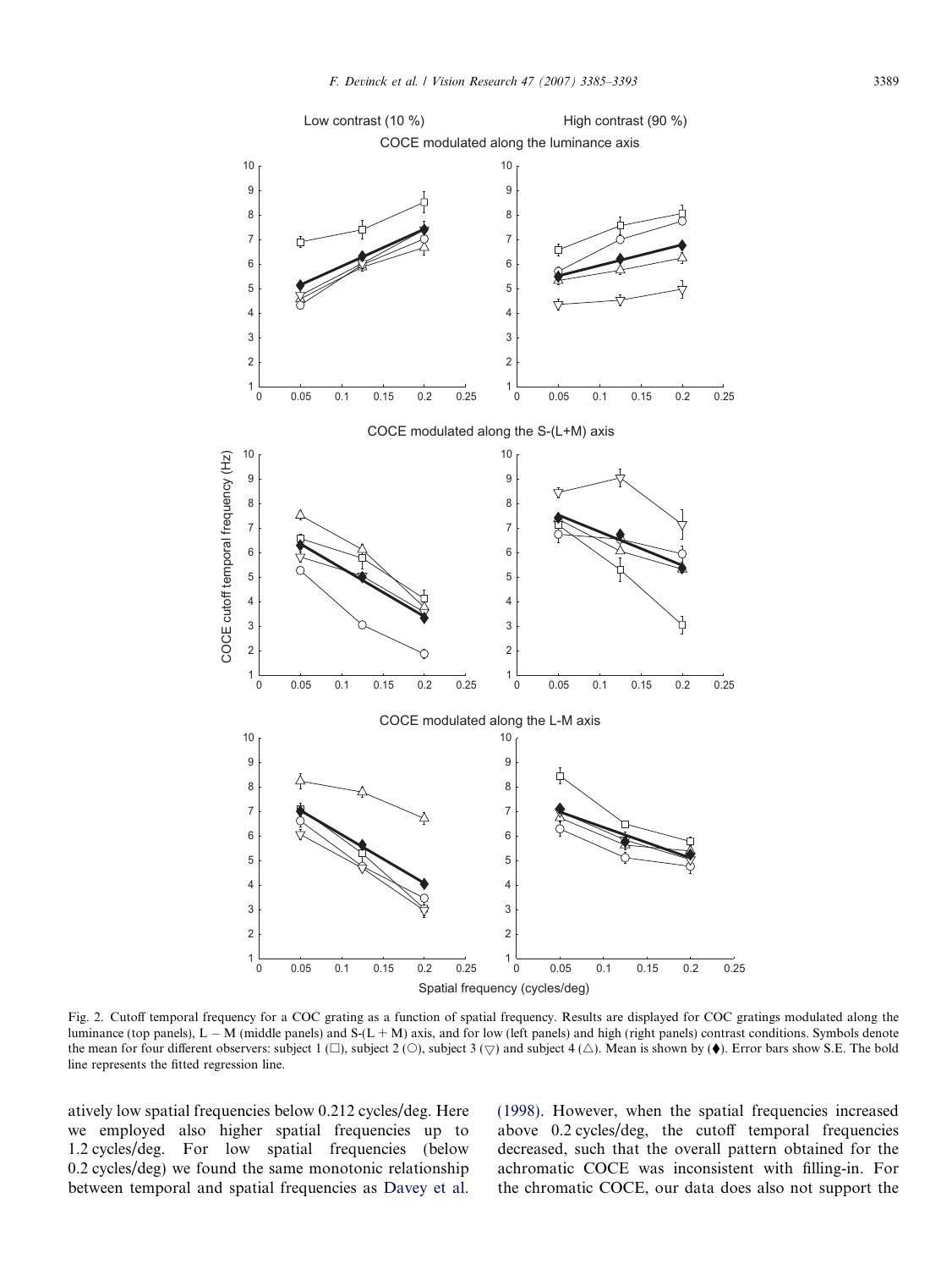Fig. 2. Cutoff temporal frequency for a COC grating as a function of spatial frequency. Results are displayed for COC gratings modulated along the luminance (top panels), L − M (middle panels) and S-(L + M) axis, and for low (left panels) and high (right panels) contrast conditions. Symbols denote the mean for four different observers: subject 1 (□), subject 2 (○), subject 3 (▽) and subject 4 (△). Mean is shown by (⧫). Error bars show S.E. The bold line represents the fitted regression line.

atively low spatial frequencies below 0.212 cycles/deg. Here we employed also higher spatial frequencies up to 1.2 cycles/deg. For low spatial frequencies (below 0.2 cycles/deg) we found the same monotonic relationship between temporal and spatial frequencies as Davey et al. (1998). However, when the spatial frequencies increased above 0.2 cycles/deg, the cutoff temporal frequencies decreased, such that the overall pattern obtained for the achromatic COCE was inconsistent with filling-in. For the chromatic COCE, our data does also not support the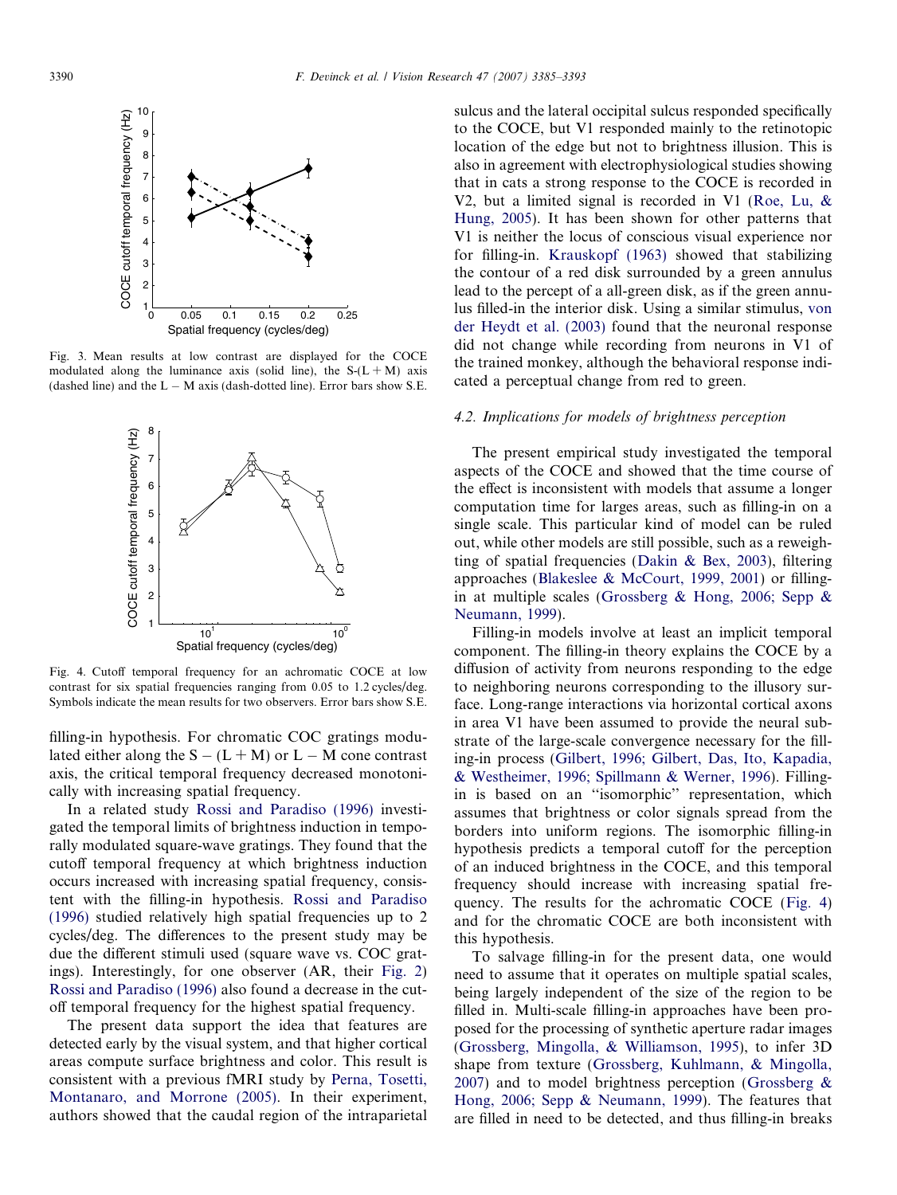Fig. 3. Mean results at low contrast are displayed for the COCE modulated along the luminance axis (solid line), the S-(L + M) axis (dashed line) and the L − M axis (dash-dotted line). Error bars show S.E.

Fig. 4. Cutoff temporal frequency for an achromatic COCE at low contrast for six spatial frequencies ranging from 0.05 to 1.2 cycles/deg. Symbols indicate the mean results for two observers. Error bars show S.E.

filling-in hypothesis. For chromatic COC gratings modulated either along the S − (L + M) or L − M cone contrast axis, the critical temporal frequency decreased monotonically with increasing spatial frequency.

In a related study Rossi and Paradiso (1996) investigated the temporal limits of brightness induction in temporally modulated square-wave gratings. They found that the cutoff temporal frequency at which brightness induction occurs increased with increasing spatial frequency, consistent with the filling-in hypothesis. Rossi and Paradiso (1996) studied relatively high spatial frequencies up to 2 cycles/deg. The differences to the present study may be due the different stimuli used (square wave vs. COC gratings). Interestingly, for one observer (AR, their Fig. 2) Rossi and Paradiso (1996) also found a decrease in the cutoff temporal frequency for the highest spatial frequency.

The present data support the idea that features are detected early by the visual system, and that higher cortical areas compute surface brightness and color. This result is consistent with a previous fMRI study by Perna, Tosetti, Montanaro, and Morrone (2005). In their experiment, authors showed that the caudal region of the intraparietal sulcus and the lateral occipital sulcus responded specifically to the COCE, but V1 responded mainly to the retinotopic location of the edge but not to brightness illusion. This is also in agreement with electrophysiological studies showing that in cats a strong response to the COCE is recorded in V2, but a limited signal is recorded in V1 (Roe, Lu, & Hung, 2005). It has been shown for other patterns that V1 is neither the locus of conscious visual experience nor for filling-in. Krauskopf (1963) showed that stabilizing the contour of a red disk surrounded by a green annulus lead to the percept of a all-green disk, as if the green annulus filled-in the interior disk. Using a similar stimulus, von der Heydt et al. (2003) found that the neuronal response did not change while recording from neurons in V1 of the trained monkey, although the behavioral response indicated a perceptual change from red to green.

### 4.2. Implications for models of brightness perception

The present empirical study investigated the temporal aspects of the COCE and showed that the time course of the effect is inconsistent with models that assume a longer computation time for larges areas, such as filling-in on a single scale. This particular kind of model can be ruled out, while other models are still possible, such as a reweighting of spatial frequencies (Dakin & Bex, 2003), filtering approaches (Blakeslee & McCourt, 1999, 2001) or filling-in at multiple scales (Grossberg & Hong, 2006; Sepp & Neumann, 1999).

Filling-in models involve at least an implicit temporal component. The filling-in theory explains the COCE by a diffusion of activity from neurons responding to the edge to neighboring neurons corresponding to the illusory surface. Long-range interactions via horizontal cortical axons in area V1 have been assumed to provide the neural substrate of the large-scale convergence necessary for the filling-in process (Gilbert, 1996; Gilbert, Das, Ito, Kapadia, & Westheimer, 1996; Spillmann & Werner, 1996). Filling-in is based on an "isomorphic" representation, which assumes that brightness or color signals spread from the borders into uniform regions. The isomorphic filling-in hypothesis predicts a temporal cutoff for the perception of an induced brightness in the COCE, and this temporal frequency should increase with increasing spatial frequency. The results for the achromatic COCE (Fig. 4) and for the chromatic COCE are both inconsistent with this hypothesis.

To salvage filling-in for the present data, one would need to assume that it operates on multiple spatial scales, being largely independent of the size of the region to be filled in. Multi-scale filling-in approaches have been proposed for the processing of synthetic aperture radar images (Grossberg, Mingolla, & Williamson, 1995), to infer 3D shape from texture (Grossberg, Kuhlmann, & Mingolla, 2007) and to model brightness perception (Grossberg & Hong, 2006; Sepp & Neumann, 1999). The features that are filled in need to be detected, and thus filling-in breaks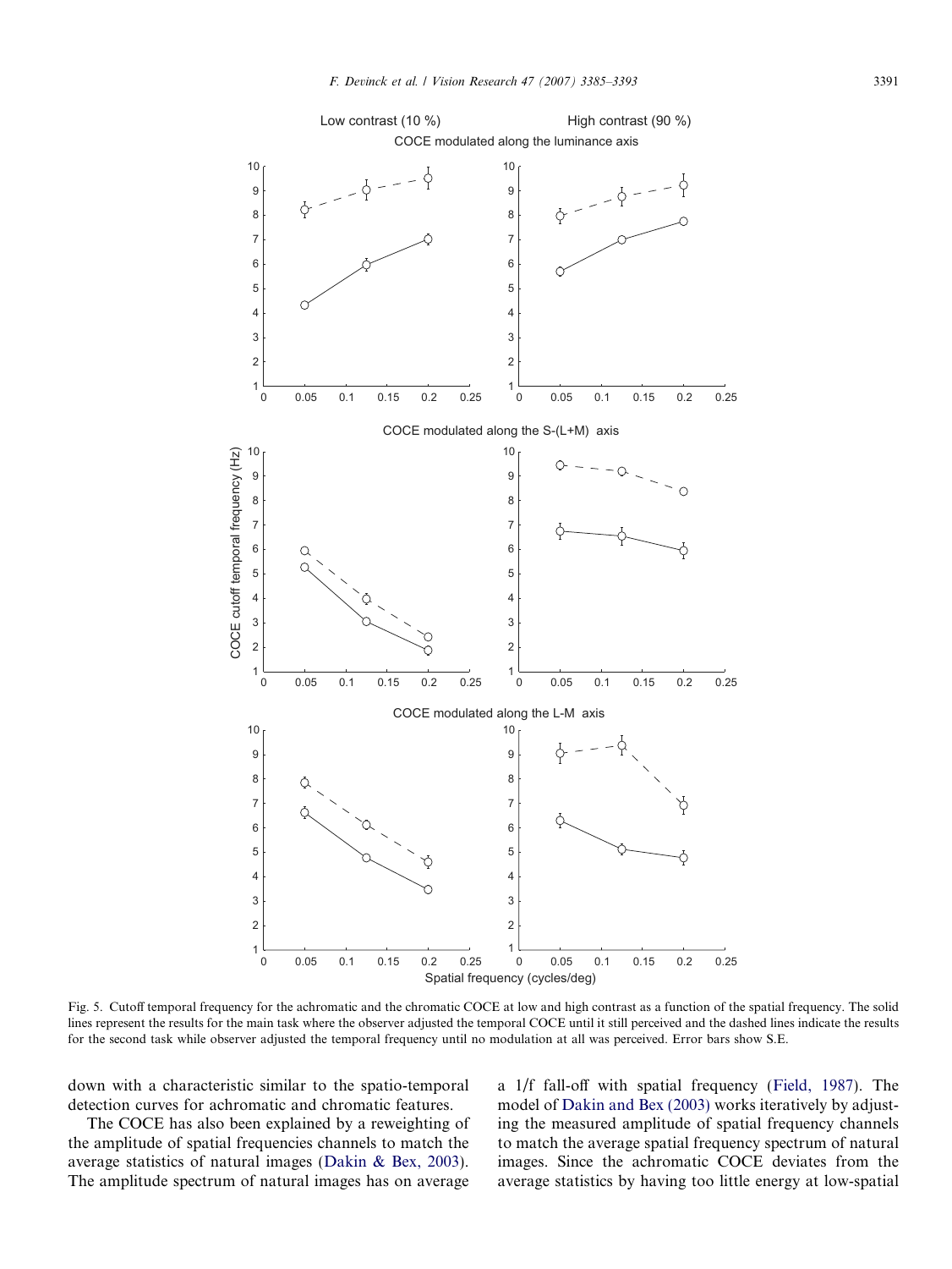Fig. 5. Cutoff temporal frequency for the achromatic and the chromatic COCE at low and high contrast as a function of the spatial frequency. The solid lines represent the results for the main task where the observer adjusted the temporal COCE until it still perceived and the dashed lines indicate the results for the second task while observer adjusted the temporal frequency until no modulation at all was perceived. Error bars show S.E.

down with a characteristic similar to the spatio-temporal detection curves for achromatic and chromatic features.

The COCE has also been explained by a reweighting of the amplitude of spatial frequencies channels to match the average statistics of natural images (Dakin & Bex, 2003). The amplitude spectrum of natural images has on average a 1/f fall-off with spatial frequency (Field, 1987). The model of Dakin and Bex (2003) works iteratively by adjusting the measured amplitude of spatial frequency channels to match the average spatial frequency spectrum of natural images. Since the achromatic COCE deviates from the average statistics by having too little energy at low-spatial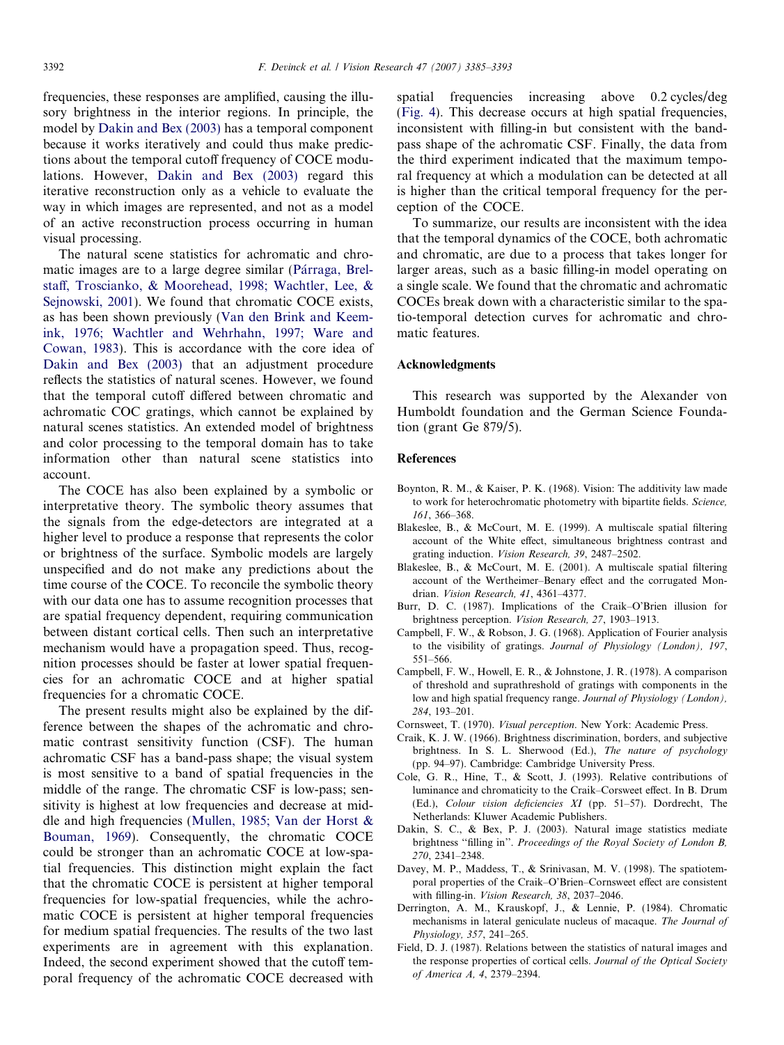frequencies, these responses are amplified, causing the illusory brightness in the interior regions. In principle, the model by Dakin and Bex (2003) has a temporal component because it works iteratively and could thus make predictions about the temporal cutoff frequency of COCE modulations. However, Dakin and Bex (2003) regard this iterative reconstruction only as a vehicle to evaluate the way in which images are represented, and not as a model of an active reconstruction process occurring in human visual processing.

The natural scene statistics for achromatic and chromatic images are to a large degree similar (Párraga, Brelstaff, Troscianko, & Moorehead, 1998; Wachtler, Lee, & Sejnowski, 2001). We found that chromatic COCE exists, as has been shown previously (Van den Brink and Keemink, 1976; Wachtler and Wehrhahn, 1997; Ware and Cowan, 1983). This is accordance with the core idea of Dakin and Bex (2003) that an adjustment procedure reflects the statistics of natural scenes. However, we found that the temporal cutoff differed between chromatic and achromatic COC gratings, which cannot be explained by natural scenes statistics. An extended model of brightness and color processing to the temporal domain has to take information other than natural scene statistics into account.

The COCE has also been explained by a symbolic or interpretative theory. The symbolic theory assumes that the signals from the edge-detectors are integrated at a higher level to produce a response that represents the color or brightness of the surface. Symbolic models are largely unspecified and do not make any predictions about the time course of the COCE. To reconcile the symbolic theory with our data one has to assume recognition processes that are spatial frequency dependent, requiring communication between distant cortical cells. Then such an interpretative mechanism would have a propagation speed. Thus, recognition processes should be faster at lower spatial frequencies for an achromatic COCE and at higher spatial frequencies for a chromatic COCE.

The present results might also be explained by the difference between the shapes of the achromatic and chromatic contrast sensitivity function (CSF). The human achromatic CSF has a band-pass shape; the visual system is most sensitive to a band of spatial frequencies in the middle of the range. The chromatic CSF is low-pass; sensitivity is highest at low frequencies and decrease at middle and high frequencies (Mullen, 1985; Van der Horst & Bouman, 1969). Consequently, the chromatic COCE could be stronger than an achromatic COCE at low-spatial frequencies. This distinction might explain the fact that the chromatic COCE is persistent at higher temporal frequencies for low-spatial frequencies, while the achromatic COCE is persistent at higher temporal frequencies for medium spatial frequencies. The results of the two last experiments are in agreement with this explanation. Indeed, the second experiment showed that the cutoff temporal frequency of the achromatic COCE decreased with spatial frequencies increasing above 0.2 cycles/deg (Fig. 4). This decrease occurs at high spatial frequencies, inconsistent with filling-in but consistent with the band-pass shape of the achromatic CSF. Finally, the data from the third experiment indicated that the maximum temporal frequency at which a modulation can be detected at all is higher than the critical temporal frequency for the perception of the COCE.

To summarize, our results are inconsistent with the idea that the temporal dynamics of the COCE, both achromatic and chromatic, are due to a process that takes longer for larger areas, such as a basic filling-in model operating on a single scale. We found that the chromatic and achromatic COCEs break down with a characteristic similar to the spatio-temporal detection curves for achromatic and chromatic features.

## Acknowledgments

This research was supported by the Alexander von Humboldt foundation and the German Science Foundation (grant Ge 879/5).

## References

Boynton, R. M., & Kaiser, P. K. (1968). Vision: The additivity law made to work for heterochromatic photometry with bipartite fields. *Science, 161*, 366–368.

Blakeslee, B., & McCourt, M. E. (1999). A multiscale spatial filtering account of the White effect, simultaneous brightness contrast and grating induction. *Vision Research, 39*, 2487–2502.

Blakeslee, B., & McCourt, M. E. (2001). A multiscale spatial filtering account of the Wertheimer–Benary effect and the corrugated Mondrian. *Vision Research, 41*, 4361–4377.

Burr, D. C. (1987). Implications of the Craik–O'Brien illusion for brightness perception. *Vision Research, 27*, 1903–1913.

Campbell, F. W., & Robson, J. G. (1968). Application of Fourier analysis to the visibility of gratings. *Journal of Physiology (London), 197*, 551–566.

Campbell, F. W., Howell, E. R., & Johnstone, J. R. (1978). A comparison of threshold and suprathreshold of gratings with components in the low and high spatial frequency range. *Journal of Physiology (London), 284*, 193–201.

Cornsweet, T. (1970). *Visual perception*. New York: Academic Press.

Craik, K. J. W. (1966). Brightness discrimination, borders, and subjective brightness. In S. L. Sherwood (Ed.), *The nature of psychology* (pp. 94–97). Cambridge: Cambridge University Press.

Cole, G. R., Hine, T., & Scott, J. (1993). Relative contributions of luminance and chromaticity to the Craik–Corsweet effect. In B. Drum (Ed.), *Colour vision deficiencies XI* (pp. 51–57). Dordrecht, The Netherlands: Kluwer Academic Publishers.

Dakin, S. C., & Bex, P. J. (2003). Natural image statistics mediate brightness "filling in". *Proceedings of the Royal Society of London B, 270*, 2341–2348.

Davey, M. P., Maddess, T., & Srinivasan, M. V. (1998). The spatiotemporal properties of the Craik–O'Brien–Cornsweet effect are consistent with filling-in. *Vision Research, 38*, 2037–2046.

Derrington, A. M., Krauskopf, J., & Lennie, P. (1984). Chromatic mechanisms in lateral geniculate nucleus of macaque. *The Journal of Physiology, 357*, 241–265.

Field, D. J. (1987). Relations between the statistics of natural images and the response properties of cortical cells. *Journal of the Optical Society of America A, 4*, 2379–2394.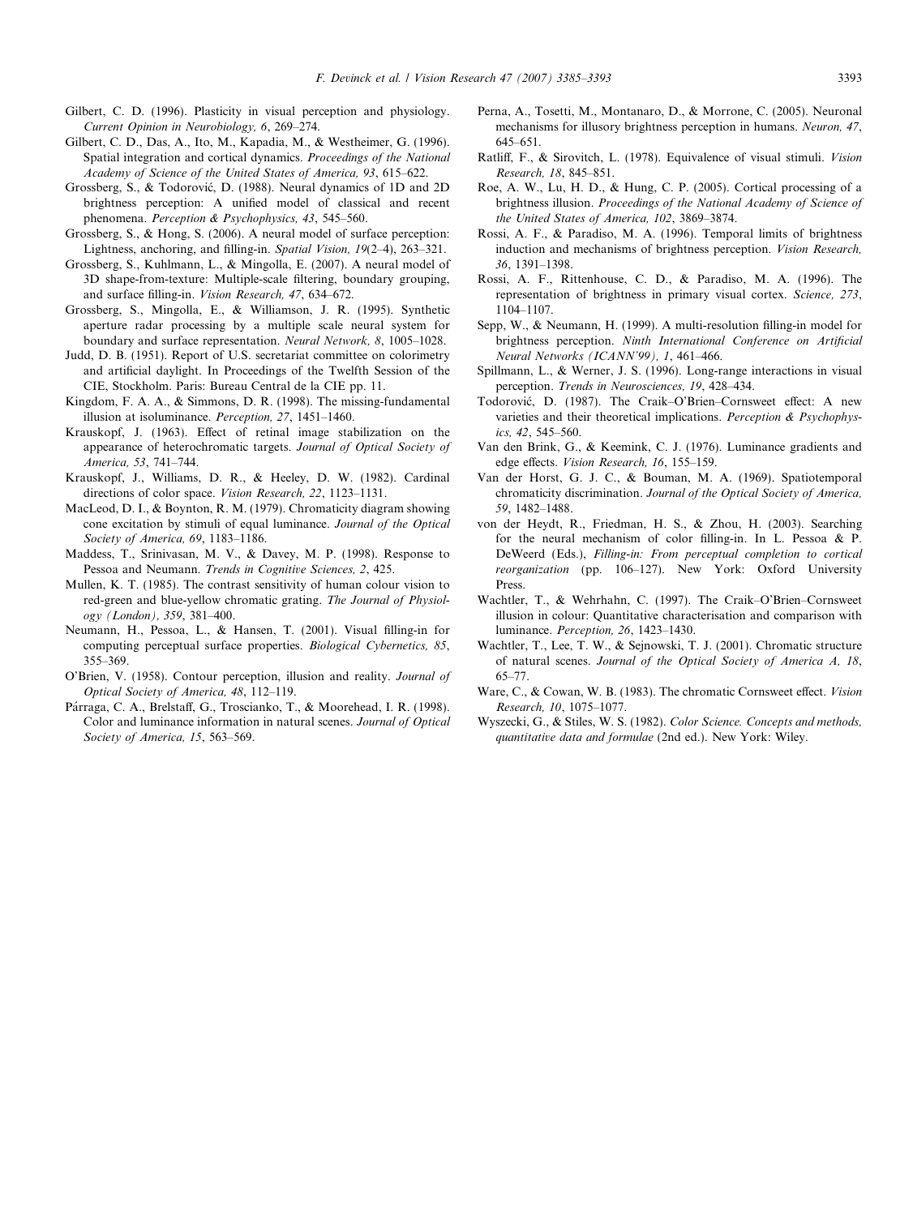Gilbert, C. D. (1996). Plasticity in visual perception and physiology. *Current Opinion in Neurobiology, 6*, 269–274.

Gilbert, C. D., Das, A., Ito, M., Kapadia, M., & Westheimer, G. (1996). Spatial integration and cortical dynamics. *Proceedings of the National Academy of Science of the United States of America, 93*, 615–622.

Grossberg, S., & Todorović, D. (1988). Neural dynamics of 1D and 2D brightness perception: A unified model of classical and recent phenomena. *Perception & Psychophysics, 43*, 545–560.

Grossberg, S., & Hong, S. (2006). A neural model of surface perception: Lightness, anchoring, and filling-in. *Spatial Vision, 19*(2–4), 263–321.

Grossberg, S., Kuhlmann, L., & Mingolla, E. (2007). A neural model of 3D shape-from-texture: Multiple-scale filtering, boundary grouping, and surface filling-in. *Vision Research, 47*, 634–672.

Grossberg, S., Mingolla, E., & Williamson, J. R. (1995). Synthetic aperture radar processing by a multiple scale neural system for boundary and surface representation. *Neural Network, 8*, 1005–1028.

Judd, D. B. (1951). Report of U.S. secretariat committee on colorimetry and artificial daylight. In Proceedings of the Twelfth Session of the CIE, Stockholm. Paris: Bureau Central de la CIE pp. 11.

Kingdom, F. A. A., & Simmons, D. R. (1998). The missing-fundamental illusion at isoluminance. *Perception, 27*, 1451–1460.

Krauskopf, J. (1963). Effect of retinal image stabilization on the appearance of heterochromatic targets. *Journal of Optical Society of America, 53*, 741–744.

Krauskopf, J., Williams, D. R., & Heeley, D. W. (1982). Cardinal directions of color space. *Vision Research, 22*, 1123–1131.

MacLeod, D. I., & Boynton, R. M. (1979). Chromaticity diagram showing cone excitation by stimuli of equal luminance. *Journal of the Optical Society of America, 69*, 1183–1186.

Maddess, T., Srinivasan, M. V., & Davey, M. P. (1998). Response to Pessoa and Neumann. *Trends in Cognitive Sciences, 2*, 425.

Mullen, K. T. (1985). The contrast sensitivity of human colour vision to red-green and blue-yellow chromatic grating. *The Journal of Physiology (London), 359*, 381–400.

Neumann, H., Pessoa, L., & Hansen, T. (2001). Visual filling-in for computing perceptual surface properties. *Biological Cybernetics, 85*, 355–369.

O'Brien, V. (1958). Contour perception, illusion and reality. *Journal of Optical Society of America, 48*, 112–119.

Párraga, C. A., Brelstaff, G., Troscianko, T., & Moorehead, I. R. (1998). Color and luminance information in natural scenes. *Journal of Optical Society of America, 15*, 563–569.

Perna, A., Tosetti, M., Montanaro, D., & Morrone, C. (2005). Neuronal mechanisms for illusory brightness perception in humans. *Neuron, 47*, 645–651.

Ratliff, F., & Sirovitch, L. (1978). Equivalence of visual stimuli. *Vision Research, 18*, 845–851.

Roe, A. W., Lu, H. D., & Hung, C. P. (2005). Cortical processing of a brightness illusion. *Proceedings of the National Academy of Science of the United States of America, 102*, 3869–3874.

Rossi, A. F., & Paradiso, M. A. (1996). Temporal limits of brightness induction and mechanisms of brightness perception. *Vision Research, 36*, 1391–1398.

Rossi, A. F., Rittenhouse, C. D., & Paradiso, M. A. (1996). The representation of brightness in primary visual cortex. *Science, 273*, 1104–1107.

Sepp, W., & Neumann, H. (1999). A multi-resolution filling-in model for brightness perception. *Ninth International Conference on Artificial Neural Networks (ICANN'99), 1*, 461–466.

Spillmann, L., & Werner, J. S. (1996). Long-range interactions in visual perception. *Trends in Neurosciences, 19*, 428–434.

Todorović, D. (1987). The Craik–O'Brien–Cornsweet effect: A new varieties and their theoretical implications. *Perception & Psychophysics, 42*, 545–560.

Van den Brink, G., & Keemink, C. J. (1976). Luminance gradients and edge effects. *Vision Research, 16*, 155–159.

Van der Horst, G. J. C., & Bouman, M. A. (1969). Spatiotemporal chromaticity discrimination. *Journal of the Optical Society of America, 59*, 1482–1488.

von der Heydt, R., Friedman, H. S., & Zhou, H. (2003). Searching for the neural mechanism of color filling-in. In L. Pessoa & P. DeWeerd (Eds.), *Filling-in: From perceptual completion to cortical reorganization* (pp. 106–127). New York: Oxford University Press.

Wachtler, T., & Wehrhahn, C. (1997). The Craik–O'Brien–Cornsweet illusion in colour: Quantitative characterisation and comparison with luminance. *Perception, 26*, 1423–1430.

Wachtler, T., Lee, T. W., & Sejnowski, T. J. (2001). Chromatic structure of natural scenes. *Journal of the Optical Society of America A, 18*, 65–77.

Ware, C., & Cowan, W. B. (1983). The chromatic Cornsweet effect. *Vision Research, 10*, 1075–1077.

Wyszecki, G., & Stiles, W. S. (1982). *Color Science. Concepts and methods, quantitative data and formulae* (2nd ed.). New York: Wiley.